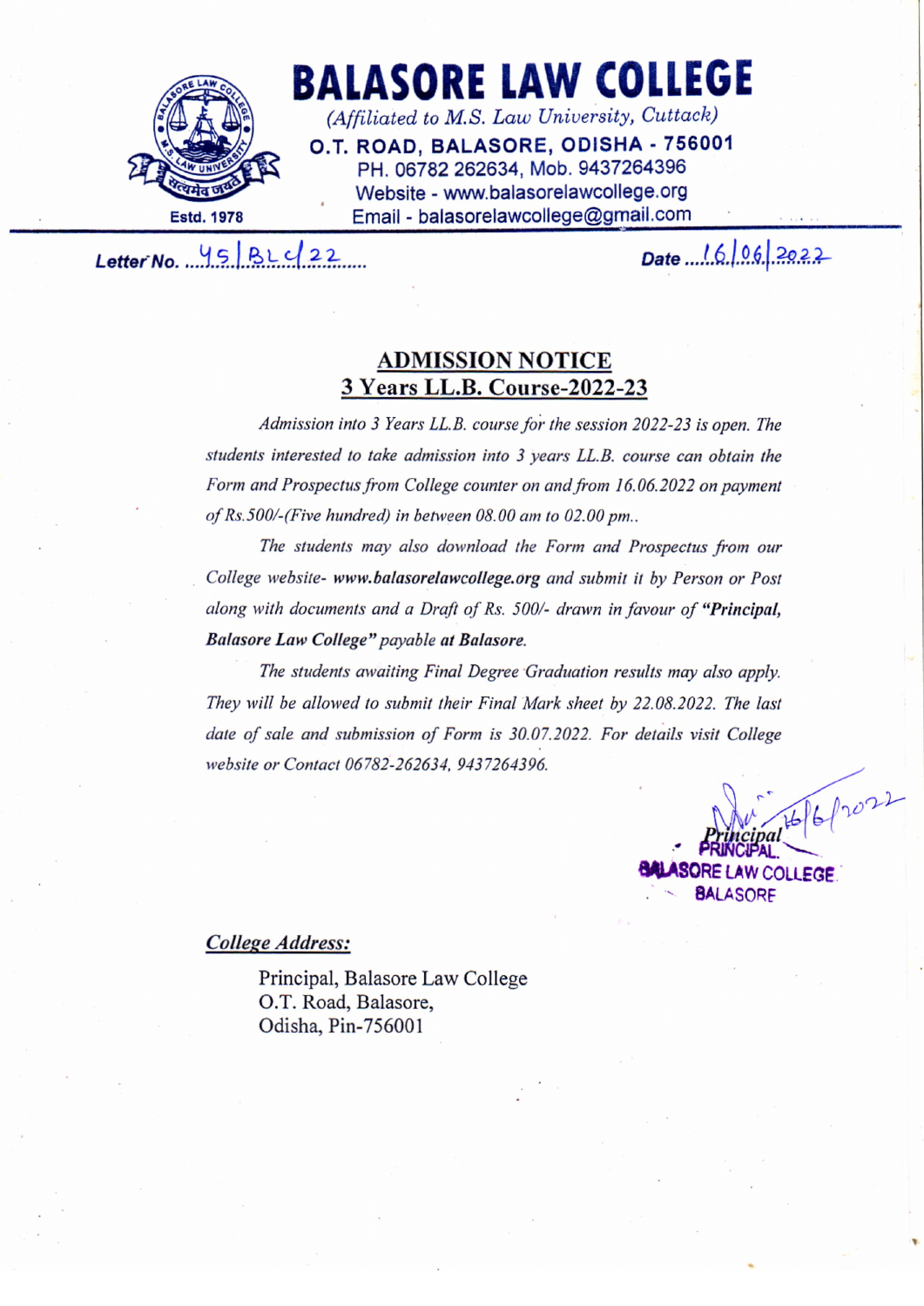# BALASORE LAW COLLEGE

*(Affiliated to M.S. Law University, Cuttack)*

**O.T. ROAD, BALASORE, ODISHA - 756001**

PH. 06782 262634, Mob. 9437264396

Website - www.balasorelawcollege.org

Email - balasorelawcollege@gmail.com

Estd. 1978

***Letter No.*** 45/BLC/22 ***Date*** 16/06/2022

## ADMISSION NOTICE
## 3 Years LL.B. Course-2022-23

*Admission into 3 Years LL.B. course for the session 2022-23 is open. The students interested to take admission into 3 years LL.B. course can obtain the Form and Prospectus from College counter on and from 16.06.2022 on payment of Rs.500/-(Five hundred) in between 08.00 am to 02.00 pm..*

*The students may also download the Form and Prospectus from our College website-* ***www.balasorelawcollege.org*** *and submit it by Person or Post along with documents and a Draft of Rs. 500/- drawn in favour of* ***"Principal, Balasore Law College"*** *payable* ***at Balasore.***

*The students awaiting Final Degree Graduation results may also apply. They will be allowed to submit their Final Mark sheet by 22.08.2022. The last date of sale and submission of Form is 30.07.2022. For details visit College website or Contact 06782-262634, 9437264396.*

16/6/2022

*Principal*

PRINCIPAL.

BALASORE LAW COLLEGE

BALASORE

***College Address:***

Principal, Balasore Law College
O.T. Road, Balasore,
Odisha, Pin-756001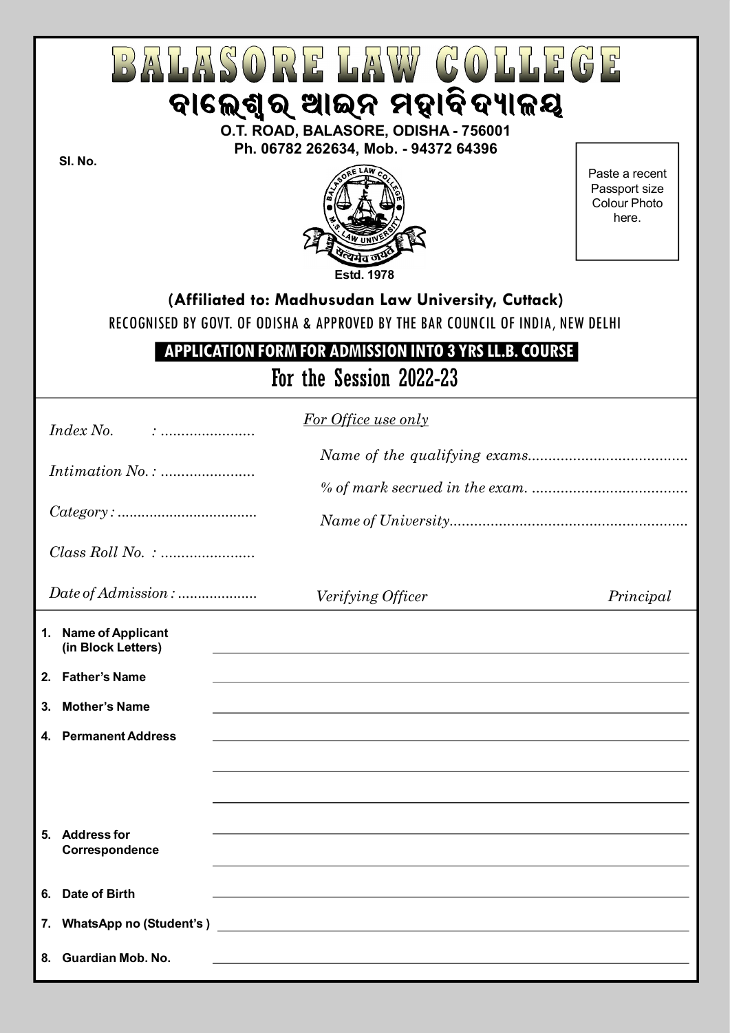# BALASORE LAW COLLEGE

## ବାଲେଶ୍ୱର ଆଇନ ମହାବିଦ୍ୟାଳୟ

**O.T. ROAD, BALASORE, ODISHA - 756001**

**Ph. 06782 262634, Mob. - 94372 64396**

**Sl. No.**

Paste a recent Passport size Colour Photo here.

**Estd. 1978**

**(Affiliated to: Madhusudan Law University, Cuttack)**

RECOGNISED BY GOVT. OF ODISHA & APPROVED BY THE BAR COUNCIL OF INDIA, NEW DELHI

**APPLICATION FORM FOR ADMISSION INTO 3 YRS LL.B. COURSE**

## For the Session 2022-23

*Index No.* : .......................

*Intimation No.* : .......................

*Category* : ..................................

*Class Roll No.* : .......................

*Date of Admission* : ...................

*For Office use only*

*Name of the qualifying exams*.......................................

*% of mark secrued in the exam.* ......................................

*Name of University*..........................................................

*Verifying Officer* *Principal*

1. **Name of Applicant (in Block Letters)** ____________________
2. **Father's Name** ____________________
3. **Mother's Name** ____________________
4. **Permanent Address** ____________________
5. **Address for Correspondence** ____________________
6. **Date of Birth** ____________________
7. **WhatsApp no (Student's )** ____________________
8. **Guardian Mob. No.** ____________________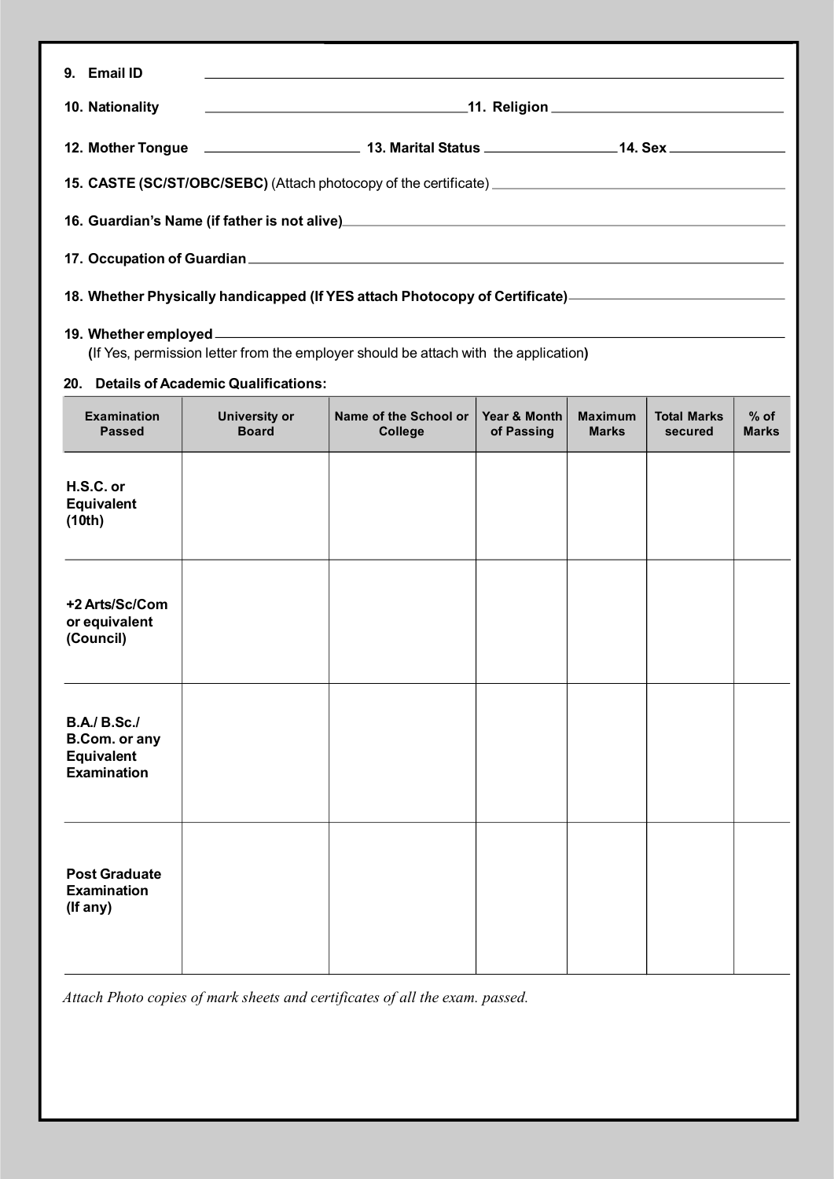**9. Email ID** \_\_\_\_\_\_\_\_\_\_\_\_\_\_\_\_\_\_\_\_\_\_\_\_\_\_\_\_\_\_\_\_\_\_\_\_\_\_\_\_

**10. Nationality** \_\_\_\_\_\_\_\_\_\_\_\_\_\_\_\_\_\_\_\_ **11. Religion** \_\_\_\_\_\_\_\_\_\_\_\_\_\_\_\_\_\_\_\_

**12. Mother Tongue** \_\_\_\_\_\_\_\_\_\_\_\_\_\_\_ **13. Marital Status** \_\_\_\_\_\_\_\_\_\_\_\_\_\_\_ **14. Sex** \_\_\_\_\_\_\_\_\_\_\_\_\_\_\_

**15. CASTE (SC/ST/OBC/SEBC)** (Attach photocopy of the certificate) \_\_\_\_\_\_\_\_\_\_\_\_\_\_\_\_\_\_\_\_

**16. Guardian's Name (if father is not alive)** \_\_\_\_\_\_\_\_\_\_\_\_\_\_\_\_\_\_\_\_

**17. Occupation of Guardian** \_\_\_\_\_\_\_\_\_\_\_\_\_\_\_\_\_\_\_\_

**18. Whether Physically handicapped (If YES attach Photocopy of Certificate)** \_\_\_\_\_\_\_\_\_\_\_\_\_\_\_\_\_\_\_\_

**19. Whether employed** \_\_\_\_\_\_\_\_\_\_\_\_\_\_\_\_\_\_\_\_

**(**If Yes, permission letter from the employer should be attach with the application**)**

**20. Details of Academic Qualifications:**

| Examination Passed | University or Board | Name of the School or College | Year & Month of Passing | Maximum Marks | Total Marks secured | % of Marks |
|---|---|---|---|---|---|---|
| **H.S.C. or Equivalent (10th)** | | | | | | |
| **+2 Arts/Sc/Com or equivalent (Council)** | | | | | | |
| **B.A./ B.Sc./ B.Com. or any Equivalent Examination** | | | | | | |
| **Post Graduate Examination (If any)** | | | | | | |

*Attach Photo copies of mark sheets and certificates of all the exam. passed.*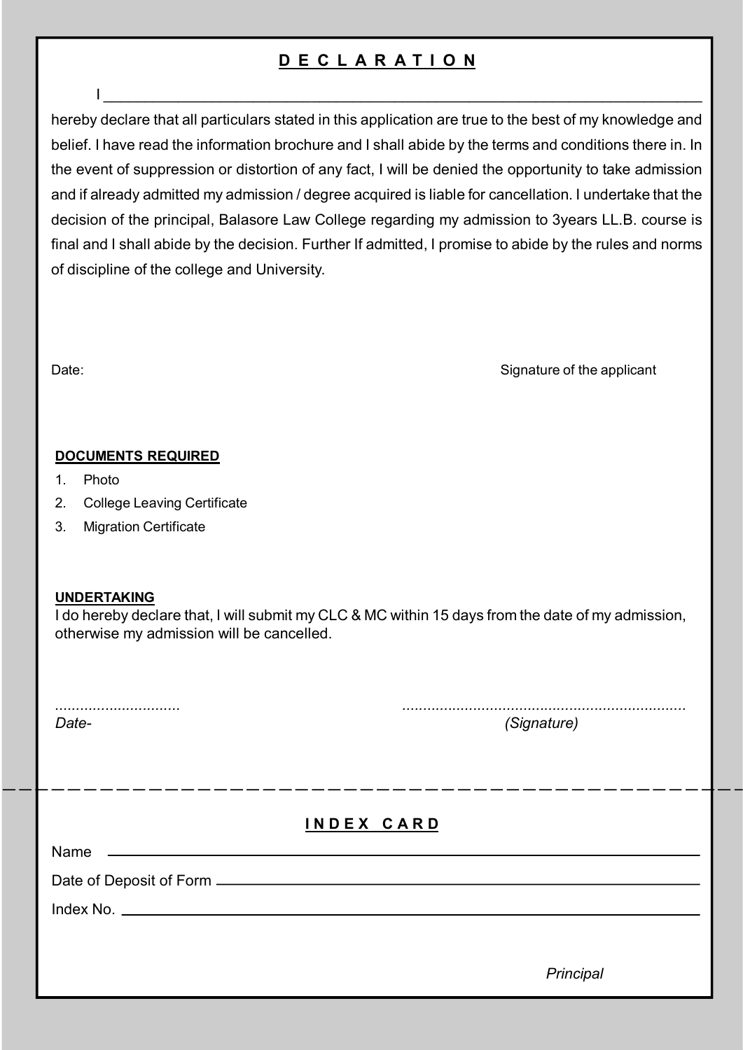## D E C L A R A T I O N

I ______________________________________________________________________

hereby declare that all particulars stated in this application are true to the best of my knowledge and belief. I have read the information brochure and I shall abide by the terms and conditions there in. In the event of suppression or distortion of any fact, I will be denied the opportunity to take admission and if already admitted my admission / degree acquired is liable for cancellation. I undertake that the decision of the principal, Balasore Law College regarding my admission to 3years LL.B. course is final and I shall abide by the decision. Further If admitted, I promise to abide by the rules and norms of discipline of the college and University.

Date: Signature of the applicant

**DOCUMENTS REQUIRED**

1. Photo
2. College Leaving Certificate
3. Migration Certificate

**UNDERTAKING**

I do hereby declare that, I will submit my CLC & MC within 15 days from the date of my admission, otherwise my admission will be cancelled.

..............................                                        ....................................................................

*Date-*                                        *(Signature)*

---

## I N D E X C A R D

Name ______________________________________________________________

Date of Deposit of Form _____________________________________________

Index No. __________________________________________________________

*Principal*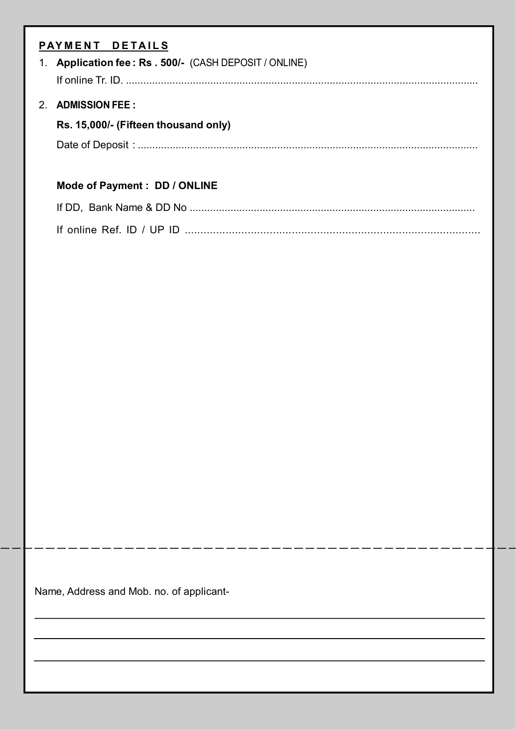## PAYMENT DETAILS

1. **Application fee : Rs . 500/-** (CASH DEPOSIT / ONLINE)

   If online Tr. ID. ..........................................................................................................................

2. **ADMISSION FEE :**

   **Rs. 15,000/- (Fifteen thousand only)**

   Date of Deposit : .....................................................................................................................

   **Mode of Payment : DD / ONLINE**

   If DD, Bank Name & DD No .................................................................................................

   If online Ref. ID / UP ID ...............................................................................................

---

Name, Address and Mob. no. of applicant-

______________________________________________________________________

______________________________________________________________________

______________________________________________________________________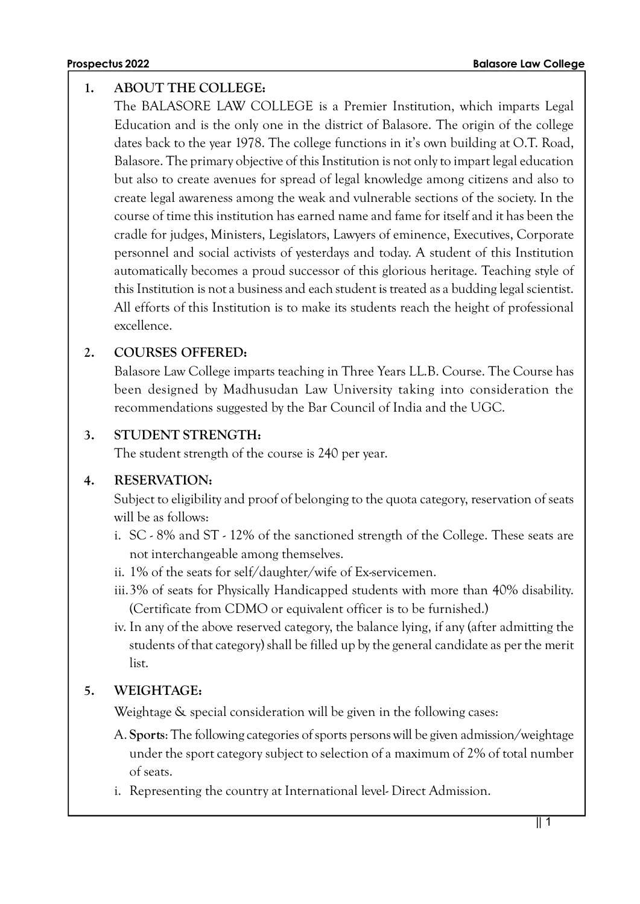## 1. ABOUT THE COLLEGE:

The BALASORE LAW COLLEGE is a Premier Institution, which imparts Legal Education and is the only one in the district of Balasore. The origin of the college dates back to the year 1978. The college functions in it's own building at O.T. Road, Balasore. The primary objective of this Institution is not only to impart legal education but also to create avenues for spread of legal knowledge among citizens and also to create legal awareness among the weak and vulnerable sections of the society. In the course of time this institution has earned name and fame for itself and it has been the cradle for judges, Ministers, Legislators, Lawyers of eminence, Executives, Corporate personnel and social activists of yesterdays and today. A student of this Institution automatically becomes a proud successor of this glorious heritage. Teaching style of this Institution is not a business and each student is treated as a budding legal scientist. All efforts of this Institution is to make its students reach the height of professional excellence.

## 2. COURSES OFFERED:

Balasore Law College imparts teaching in Three Years LL.B. Course. The Course has been designed by Madhusudan Law University taking into consideration the recommendations suggested by the Bar Council of India and the UGC.

## 3. STUDENT STRENGTH:

The student strength of the course is 240 per year.

## 4. RESERVATION:

Subject to eligibility and proof of belonging to the quota category, reservation of seats will be as follows:

i. SC - 8% and ST - 12% of the sanctioned strength of the College. These seats are not interchangeable among themselves.

ii. 1% of the seats for self/daughter/wife of Ex-servicemen.

iii. 3% of seats for Physically Handicapped students with more than 40% disability. (Certificate from CDMO or equivalent officer is to be furnished.)

iv. In any of the above reserved category, the balance lying, if any (after admitting the students of that category) shall be filled up by the general candidate as per the merit list.

## 5. WEIGHTAGE:

Weightage & special consideration will be given in the following cases:

A. **Sports**: The following categories of sports persons will be given admission/weightage under the sport category subject to selection of a maximum of 2% of total number of seats.

i. Representing the country at International level- Direct Admission.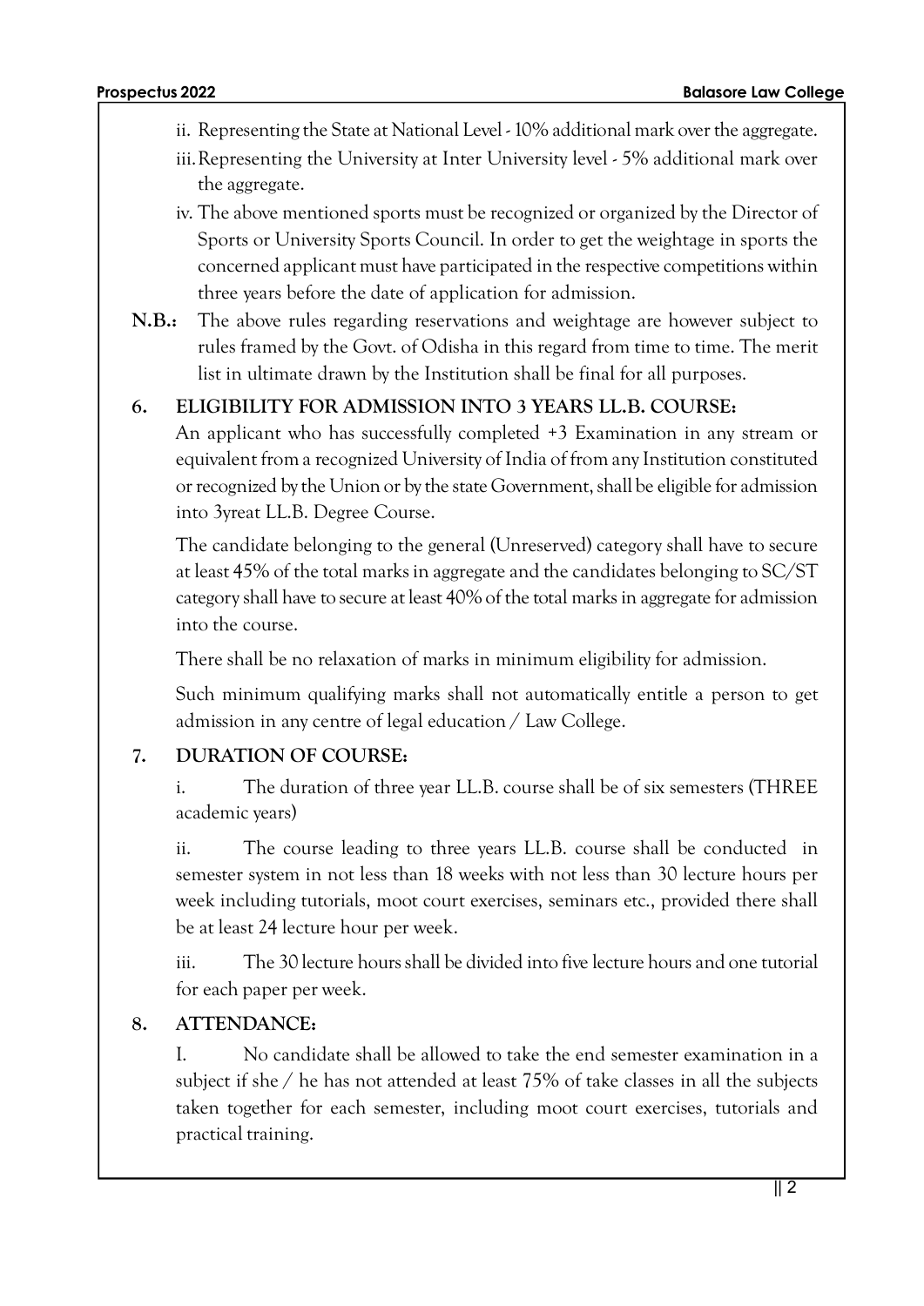ii. Representing the State at National Level - 10% additional mark over the aggregate.

iii. Representing the University at Inter University level - 5% additional mark over the aggregate.

iv. The above mentioned sports must be recognized or organized by the Director of Sports or University Sports Council. In order to get the weightage in sports the concerned applicant must have participated in the respective competitions within three years before the date of application for admission.

**N.B.:** The above rules regarding reservations and weightage are however subject to rules framed by the Govt. of Odisha in this regard from time to time. The merit list in ultimate drawn by the Institution shall be final for all purposes.

## 6. ELIGIBILITY FOR ADMISSION INTO 3 YEARS LL.B. COURSE:

An applicant who has successfully completed +3 Examination in any stream or equivalent from a recognized University of India of from any Institution constituted or recognized by the Union or by the state Government, shall be eligible for admission into 3yreat LL.B. Degree Course.

The candidate belonging to the general (Unreserved) category shall have to secure at least 45% of the total marks in aggregate and the candidates belonging to SC/ST category shall have to secure at least 40% of the total marks in aggregate for admission into the course.

There shall be no relaxation of marks in minimum eligibility for admission.

Such minimum qualifying marks shall not automatically entitle a person to get admission in any centre of legal education / Law College.

## 7. DURATION OF COURSE:

i. The duration of three year LL.B. course shall be of six semesters (THREE academic years)

ii. The course leading to three years LL.B. course shall be conducted in semester system in not less than 18 weeks with not less than 30 lecture hours per week including tutorials, moot court exercises, seminars etc., provided there shall be at least 24 lecture hour per week.

iii. The 30 lecture hours shall be divided into five lecture hours and one tutorial for each paper per week.

## 8. ATTENDANCE:

I. No candidate shall be allowed to take the end semester examination in a subject if she / he has not attended at least 75% of take classes in all the subjects taken together for each semester, including moot court exercises, tutorials and practical training.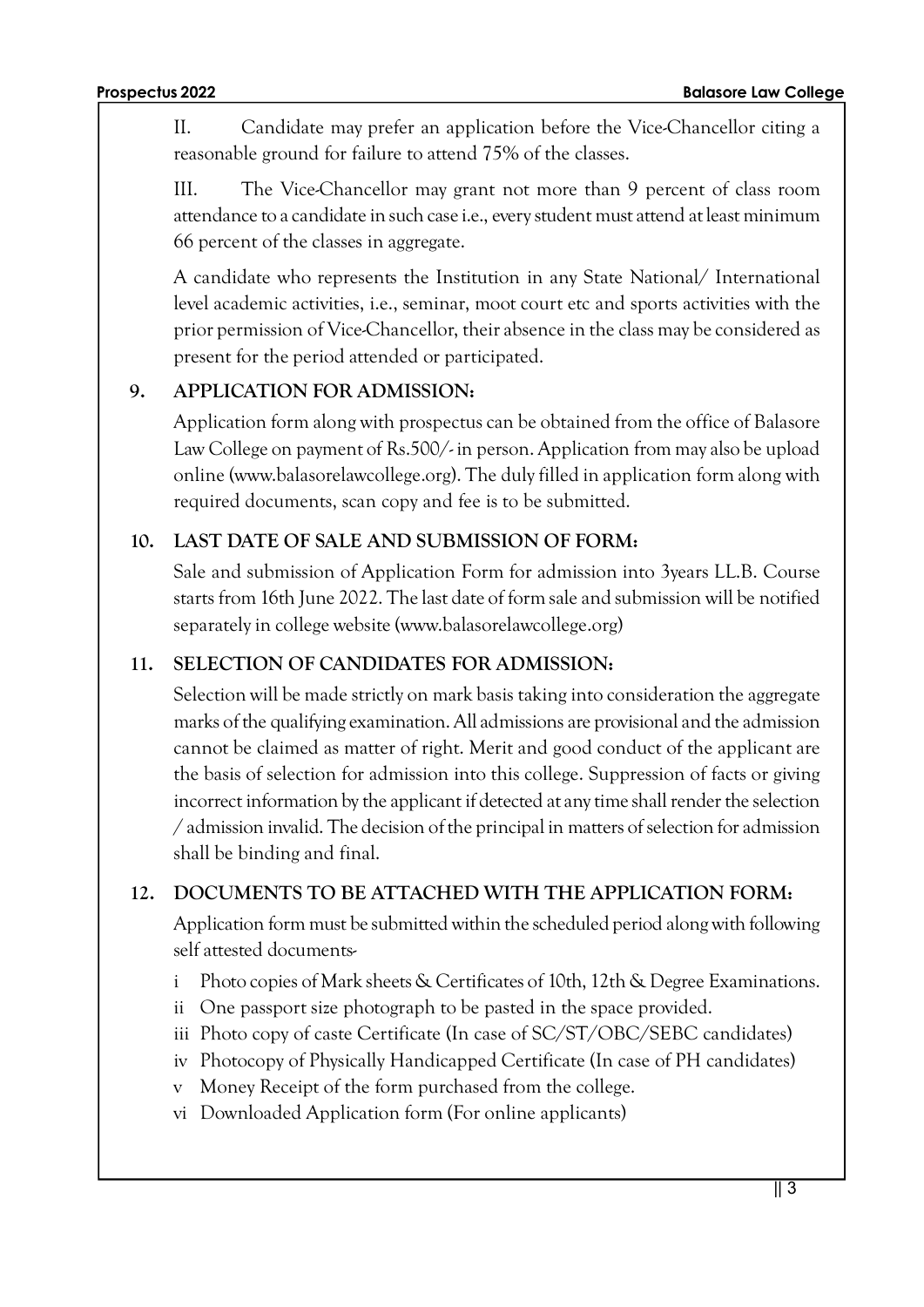II. Candidate may prefer an application before the Vice-Chancellor citing a reasonable ground for failure to attend 75% of the classes.

III. The Vice-Chancellor may grant not more than 9 percent of class room attendance to a candidate in such case i.e., every student must attend at least minimum 66 percent of the classes in aggregate.

A candidate who represents the Institution in any State National/ International level academic activities, i.e., seminar, moot court etc and sports activities with the prior permission of Vice-Chancellor, their absence in the class may be considered as present for the period attended or participated.

## 9. APPLICATION FOR ADMISSION:

Application form along with prospectus can be obtained from the office of Balasore Law College on payment of Rs.500/- in person. Application from may also be upload online (www.balasorelawcollege.org). The duly filled in application form along with required documents, scan copy and fee is to be submitted.

## 10. LAST DATE OF SALE AND SUBMISSION OF FORM:

Sale and submission of Application Form for admission into 3years LL.B. Course starts from 16th June 2022. The last date of form sale and submission will be notified separately in college website (www.balasorelawcollege.org)

## 11. SELECTION OF CANDIDATES FOR ADMISSION:

Selection will be made strictly on mark basis taking into consideration the aggregate marks of the qualifying examination. All admissions are provisional and the admission cannot be claimed as matter of right. Merit and good conduct of the applicant are the basis of selection for admission into this college. Suppression of facts or giving incorrect information by the applicant if detected at any time shall render the selection / admission invalid. The decision of the principal in matters of selection for admission shall be binding and final.

## 12. DOCUMENTS TO BE ATTACHED WITH THE APPLICATION FORM:

Application form must be submitted within the scheduled period along with following self attested documents-

- i Photo copies of Mark sheets & Certificates of 10th, 12th & Degree Examinations.
- ii One passport size photograph to be pasted in the space provided.
- iii Photo copy of caste Certificate (In case of SC/ST/OBC/SEBC candidates)
- iv Photocopy of Physically Handicapped Certificate (In case of PH candidates)
- v Money Receipt of the form purchased from the college.
- vi Downloaded Application form (For online applicants)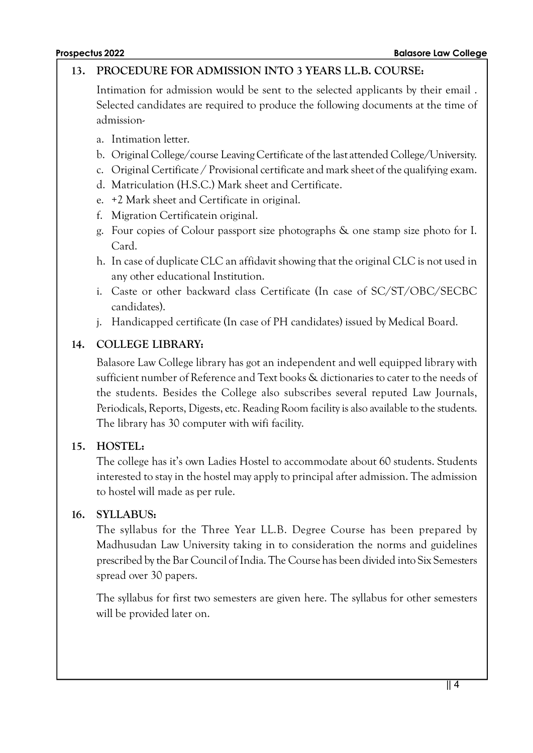## 13. PROCEDURE FOR ADMISSION INTO 3 YEARS LL.B. COURSE:

Intimation for admission would be sent to the selected applicants by their email . Selected candidates are required to produce the following documents at the time of admission-

a. Intimation letter.
b. Original College/course Leaving Certificate of the last attended College/University.
c. Original Certificate / Provisional certificate and mark sheet of the qualifying exam.
d. Matriculation (H.S.C.) Mark sheet and Certificate.
e. +2 Mark sheet and Certificate in original.
f. Migration Certificatein original.
g. Four copies of Colour passport size photographs & one stamp size photo for I. Card.
h. In case of duplicate CLC an affidavit showing that the original CLC is not used in any other educational Institution.
i. Caste or other backward class Certificate (In case of SC/ST/OBC/SECBC candidates).
j. Handicapped certificate (In case of PH candidates) issued by Medical Board.

## 14. COLLEGE LIBRARY:

Balasore Law College library has got an independent and well equipped library with sufficient number of Reference and Text books & dictionaries to cater to the needs of the students. Besides the College also subscribes several reputed Law Journals, Periodicals, Reports, Digests, etc. Reading Room facility is also available to the students. The library has 30 computer with wifi facility.

## 15. HOSTEL:

The college has it's own Ladies Hostel to accommodate about 60 students. Students interested to stay in the hostel may apply to principal after admission. The admission to hostel will made as per rule.

## 16. SYLLABUS:

The syllabus for the Three Year LL.B. Degree Course has been prepared by Madhusudan Law University taking in to consideration the norms and guidelines prescribed by the Bar Council of India. The Course has been divided into Six Semesters spread over 30 papers.

The syllabus for first two semesters are given here. The syllabus for other semesters will be provided later on.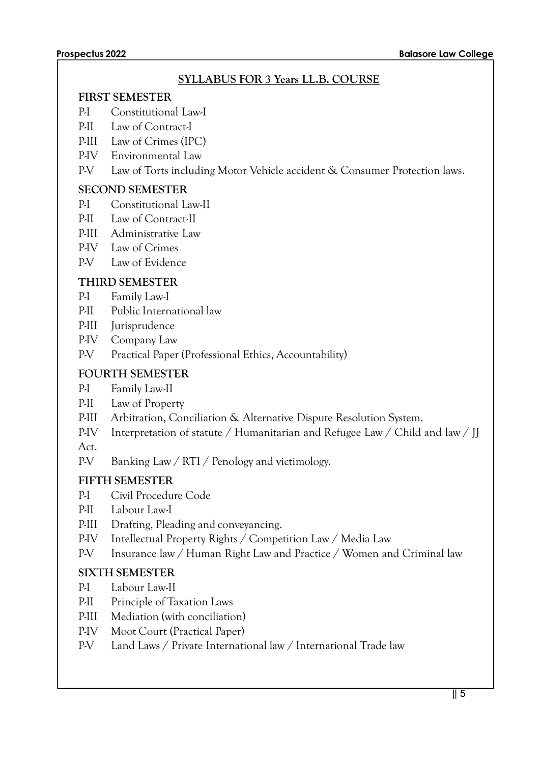## SYLLABUS FOR 3 Years LL.B. COURSE

### FIRST SEMESTER

- P-I Constitutional Law-I
- P-II Law of Contract-I
- P-III Law of Crimes (IPC)
- P-IV Environmental Law
- P-V Law of Torts including Motor Vehicle accident & Consumer Protection laws.

### SECOND SEMESTER

- P-I Constitutional Law-II
- P-II Law of Contract-II
- P-III Administrative Law
- P-IV Law of Crimes
- P-V Law of Evidence

### THIRD SEMESTER

- P-I Family Law-I
- P-II Public International law
- P-III Jurisprudence
- P-IV Company Law
- P-V Practical Paper (Professional Ethics, Accountability)

### FOURTH SEMESTER

- P-I Family Law-II
- P-II Law of Property
- P-III Arbitration, Conciliation & Alternative Dispute Resolution System.
- P-IV Interpretation of statute / Humanitarian and Refugee Law / Child and law / JJ Act.
- P-V Banking Law / RTI / Penology and victimology.

### FIFTH SEMESTER

- P-I Civil Procedure Code
- P-II Labour Law-I
- P-III Drafting, Pleading and conveyancing.
- P-IV Intellectual Property Rights / Competition Law / Media Law
- P-V Insurance law / Human Right Law and Practice / Women and Criminal law

### SIXTH SEMESTER

- P-I Labour Law-II
- P-II Principle of Taxation Laws
- P-III Mediation (with conciliation)
- P-IV Moot Court (Practical Paper)
- P-V Land Laws / Private International law / International Trade law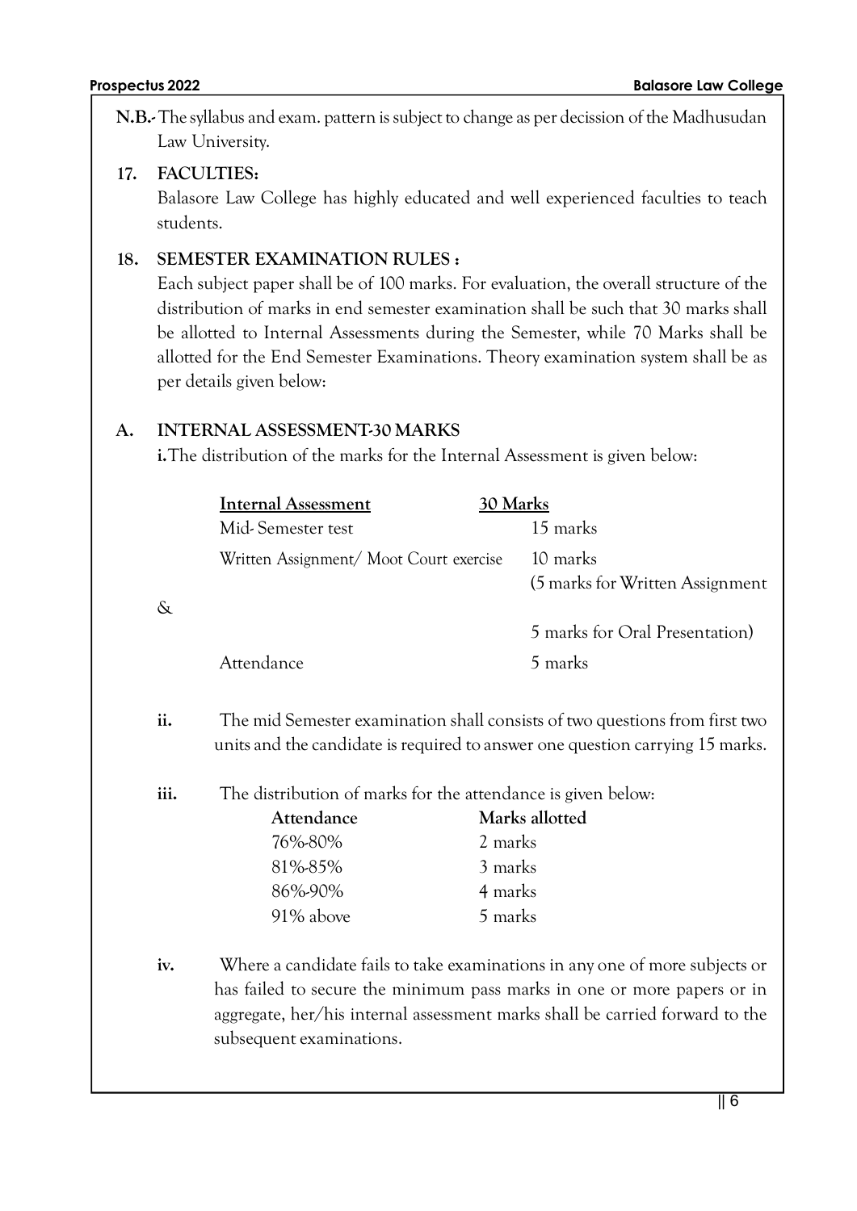**N.B.-** The syllabus and exam. pattern is subject to change as per decission of the Madhusudan Law University.

## 17. FACULTIES:

Balasore Law College has highly educated and well experienced faculties to teach students.

## 18. SEMESTER EXAMINATION RULES :

Each subject paper shall be of 100 marks. For evaluation, the overall structure of the distribution of marks in end semester examination shall be such that 30 marks shall be allotted to Internal Assessments during the Semester, while 70 Marks shall be allotted for the End Semester Examinations. Theory examination system shall be as per details given below:

### A. INTERNAL ASSESSMENT-30 MARKS

**i.** The distribution of the marks for the Internal Assessment is given below:

| Internal Assessment | 30 Marks |
|---|---|
| Mid- Semester test | 15 marks |
| Written Assignment/ Moot Court exercise & | 10 marks (5 marks for Written Assignment 5 marks for Oral Presentation) |
| Attendance | 5 marks |

**ii.** The mid Semester examination shall consists of two questions from first two units and the candidate is required to answer one question carrying 15 marks.

**iii.** The distribution of marks for the attendance is given below:

| Attendance | Marks allotted |
|---|---|
| 76%-80% | 2 marks |
| 81%-85% | 3 marks |
| 86%-90% | 4 marks |
| 91% above | 5 marks |

**iv.** Where a candidate fails to take examinations in any one of more subjects or has failed to secure the minimum pass marks in one or more papers or in aggregate, her/his internal assessment marks shall be carried forward to the subsequent examinations.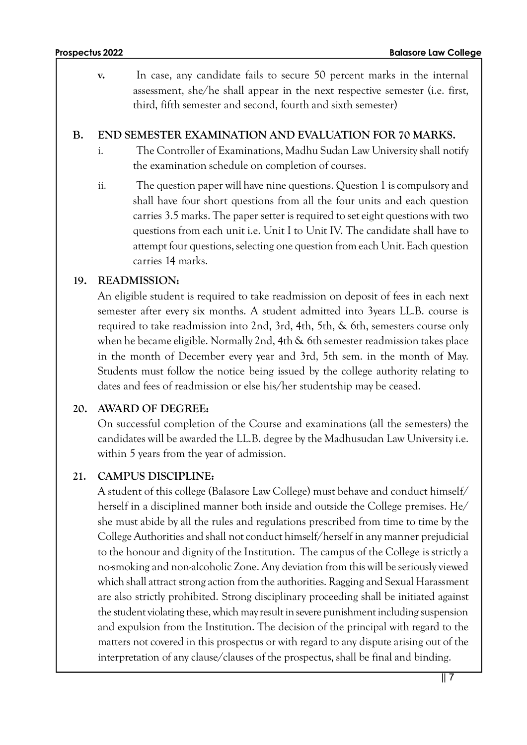v. In case, any candidate fails to secure 50 percent marks in the internal assessment, she/he shall appear in the next respective semester (i.e. first, third, fifth semester and second, fourth and sixth semester)

**B. END SEMESTER EXAMINATION AND EVALUATION FOR 70 MARKS.**

i. The Controller of Examinations, Madhu Sudan Law University shall notify the examination schedule on completion of courses.

ii. The question paper will have nine questions. Question 1 is compulsory and shall have four short questions from all the four units and each question carries 3.5 marks. The paper setter is required to set eight questions with two questions from each unit i.e. Unit I to Unit IV. The candidate shall have to attempt four questions, selecting one question from each Unit. Each question carries 14 marks.

## 19. READMISSION:

An eligible student is required to take readmission on deposit of fees in each next semester after every six months. A student admitted into 3years LL.B. course is required to take readmission into 2nd, 3rd, 4th, 5th, & 6th, semesters course only when he became eligible. Normally 2nd, 4th & 6th semester readmission takes place in the month of December every year and 3rd, 5th sem. in the month of May. Students must follow the notice being issued by the college authority relating to dates and fees of readmission or else his/her studentship may be ceased.

## 20. AWARD OF DEGREE:

On successful completion of the Course and examinations (all the semesters) the candidates will be awarded the LL.B. degree by the Madhusudan Law University i.e. within 5 years from the year of admission.

## 21. CAMPUS DISCIPLINE:

A student of this college (Balasore Law College) must behave and conduct himself/herself in a disciplined manner both inside and outside the College premises. He/she must abide by all the rules and regulations prescribed from time to time by the College Authorities and shall not conduct himself/herself in any manner prejudicial to the honour and dignity of the Institution. The campus of the College is strictly a no-smoking and non-alcoholic Zone. Any deviation from this will be seriously viewed which shall attract strong action from the authorities. Ragging and Sexual Harassment are also strictly prohibited. Strong disciplinary proceeding shall be initiated against the student violating these, which may result in severe punishment including suspension and expulsion from the Institution. The decision of the principal with regard to the matters not covered in this prospectus or with regard to any dispute arising out of the interpretation of any clause/clauses of the prospectus, shall be final and binding.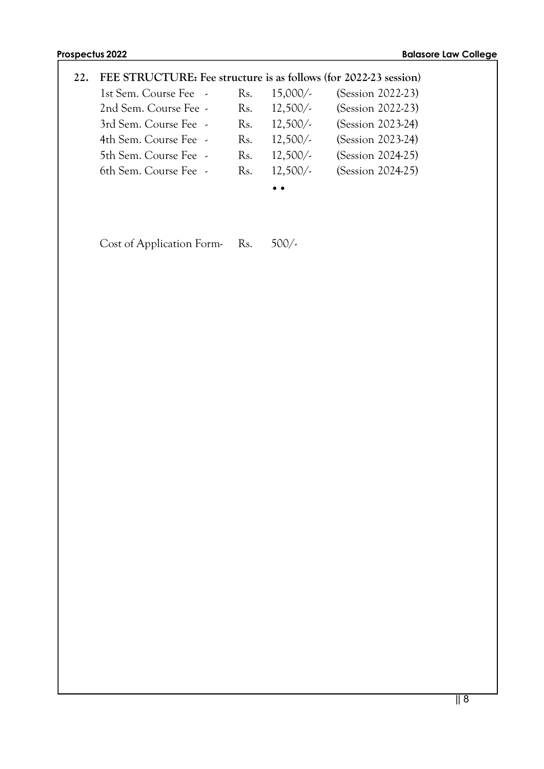## 22. FEE STRUCTURE: Fee structure is as follows (for 2022-23 session)

| | | | |
|---|---|---|---|
| 1st Sem. Course Fee - | Rs. | 15,000/- | (Session 2022-23) |
| 2nd Sem. Course Fee - | Rs. | 12,500/- | (Session 2022-23) |
| 3rd Sem. Course Fee - | Rs. | 12,500/- | (Session 2023-24) |
| 4th Sem. Course Fee - | Rs. | 12,500/- | (Session 2023-24) |
| 5th Sem. Course Fee - | Rs. | 12,500/- | (Session 2024-25) |
| 6th Sem. Course Fee - | Rs. | 12,500/- | (Session 2024-25) |

• •

Cost of Application Form- Rs. 500/-